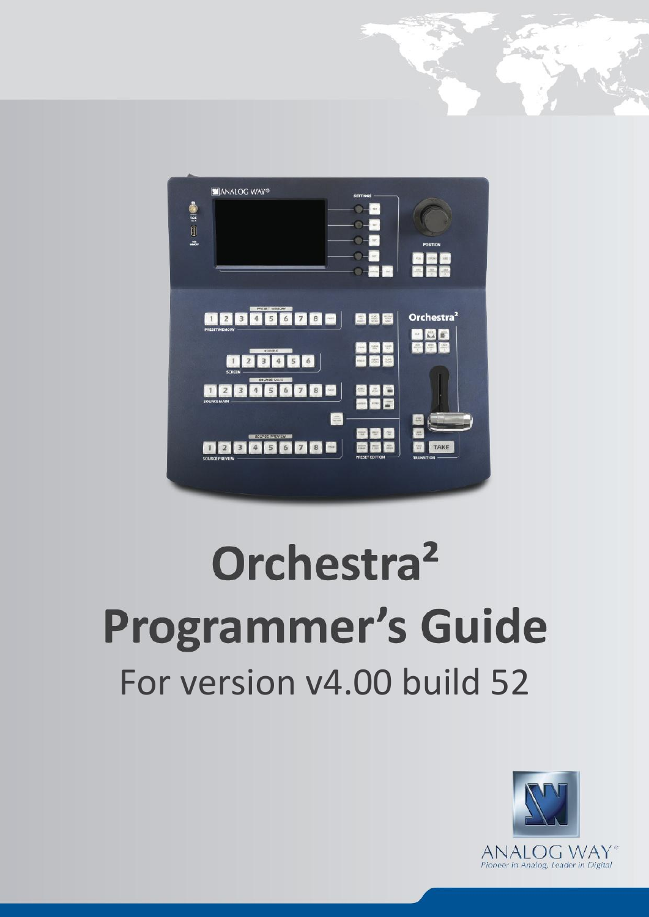# Orchestra²

# Programmer's Guide

For version v4.00 build 52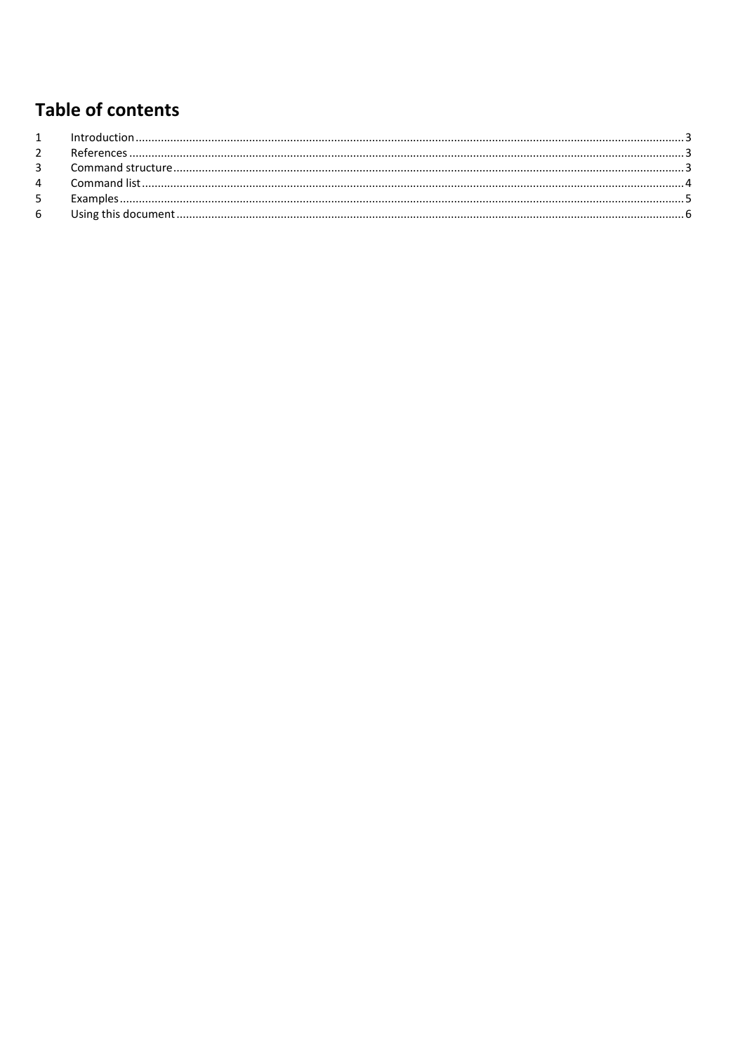# Table of contents

1 Introduction ........................................................................................ 3
2 References ........................................................................................ 3
3 Command structure ........................................................................................ 3
4 Command list ........................................................................................ 4
5 Examples ........................................................................................ 5
6 Using this document ........................................................................................ 6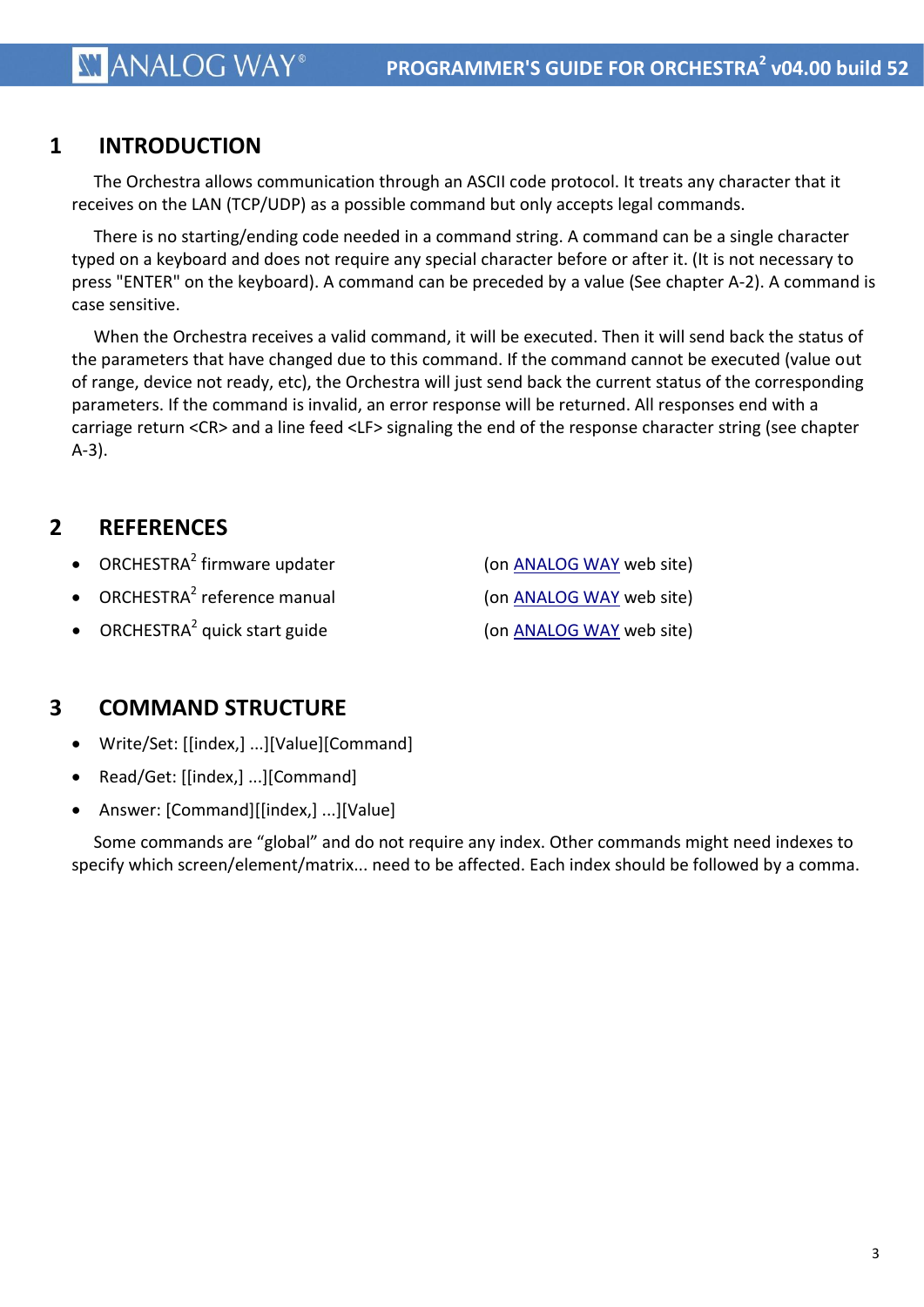# 1 INTRODUCTION

The Orchestra allows communication through an ASCII code protocol. It treats any character that it receives on the LAN (TCP/UDP) as a possible command but only accepts legal commands.

There is no starting/ending code needed in a command string. A command can be a single character typed on a keyboard and does not require any special character before or after it. (It is not necessary to press "ENTER" on the keyboard). A command can be preceded by a value (See chapter A-2). A command is case sensitive.

When the Orchestra receives a valid command, it will be executed. Then it will send back the status of the parameters that have changed due to this command. If the command cannot be executed (value out of range, device not ready, etc), the Orchestra will just send back the current status of the corresponding parameters. If the command is invalid, an error response will be returned. All responses end with a carriage return <CR> and a line feed <LF> signaling the end of the response character string (see chapter A-3).

# 2 REFERENCES

- ORCHESTRA² firmware updater (on ANALOG WAY web site)
- ORCHESTRA² reference manual (on ANALOG WAY web site)
- ORCHESTRA² quick start guide (on ANALOG WAY web site)

# 3 COMMAND STRUCTURE

- Write/Set: [[index,] ...][Value][Command]
- Read/Get: [[index,] ...][Command]
- Answer: [Command][[index,] ...][Value]

Some commands are “global” and do not require any index. Other commands might need indexes to specify which screen/element/matrix... need to be affected. Each index should be followed by a comma.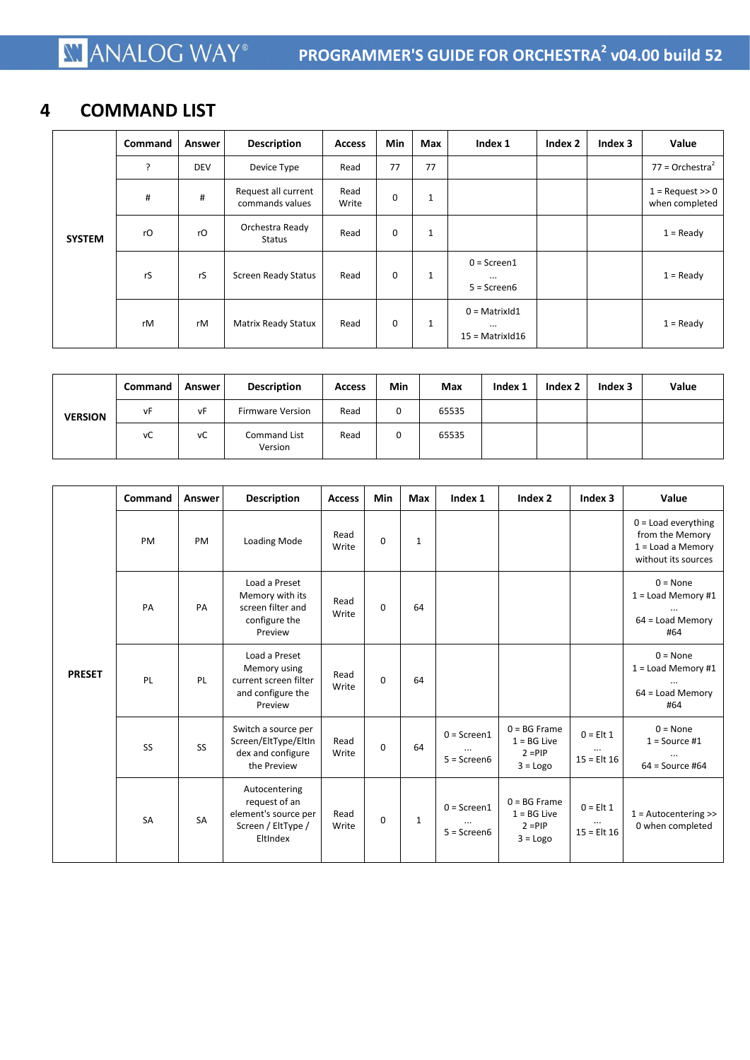# 4 COMMAND LIST

| | Command | Answer | Description | Access | Min | Max | Index 1 | Index 2 | Index 3 | Value |
|---|---|---|---|---|---|---|---|---|---|---|
| **SYSTEM** | ? | DEV | Device Type | Read | 77 | 77 | | | | 77 = Orchestra² |
| | # | # | Request all current commands values | Read Write | 0 | 1 | | | | 1 = Request >> 0 when completed |
| | rO | rO | Orchestra Ready Status | Read | 0 | 1 | | | | 1 = Ready |
| | rS | rS | Screen Ready Status | Read | 0 | 1 | 0 = Screen1 … 5 = Screen6 | | | 1 = Ready |
| | rM | rM | Matrix Ready Statux | Read | 0 | 1 | 0 = MatrixId1 … 15 = MatrixId16 | | | 1 = Ready |

| | Command | Answer | Description | Access | Min | Max | Index 1 | Index 2 | Index 3 | Value |
|---|---|---|---|---|---|---|---|---|---|---|
| **VERSION** | vF | vF | Firmware Version | Read | 0 | 65535 | | | | |
| | vC | vC | Command List Version | Read | 0 | 65535 | | | | |

| | Command | Answer | Description | Access | Min | Max | Index 1 | Index 2 | Index 3 | Value |
|---|---|---|---|---|---|---|---|---|---|---|
| **PRESET** | PM | PM | Loading Mode | Read Write | 0 | 1 | | | | 0 = Load everything from the Memory 1 = Load a Memory without its sources |
| | PA | PA | Load a Preset Memory with its screen filter and configure the Preview | Read Write | 0 | 64 | | | | 0 = None 1 = Load Memory #1 … 64 = Load Memory #64 |
| | PL | PL | Load a Preset Memory using current screen filter and configure the Preview | Read Write | 0 | 64 | | | | 0 = None 1 = Load Memory #1 … 64 = Load Memory #64 |
| | SS | SS | Switch a source per Screen/EltType/EltIndex and configure the Preview | Read Write | 0 | 64 | 0 = Screen1 … 5 = Screen6 | 0 = BG Frame 1 = BG Live 2 =PIP 3 = Logo | 0 = Elt 1 … 15 = Elt 16 | 0 = None 1 = Source #1 … 64 = Source #64 |
| | SA | SA | Autocentering request of an element's source per Screen / EltType / EltIndex | Read Write | 0 | 1 | 0 = Screen1 … 5 = Screen6 | 0 = BG Frame 1 = BG Live 2 =PIP 3 = Logo | 0 = Elt 1 … 15 = Elt 16 | 1 = Autocentering >> 0 when completed |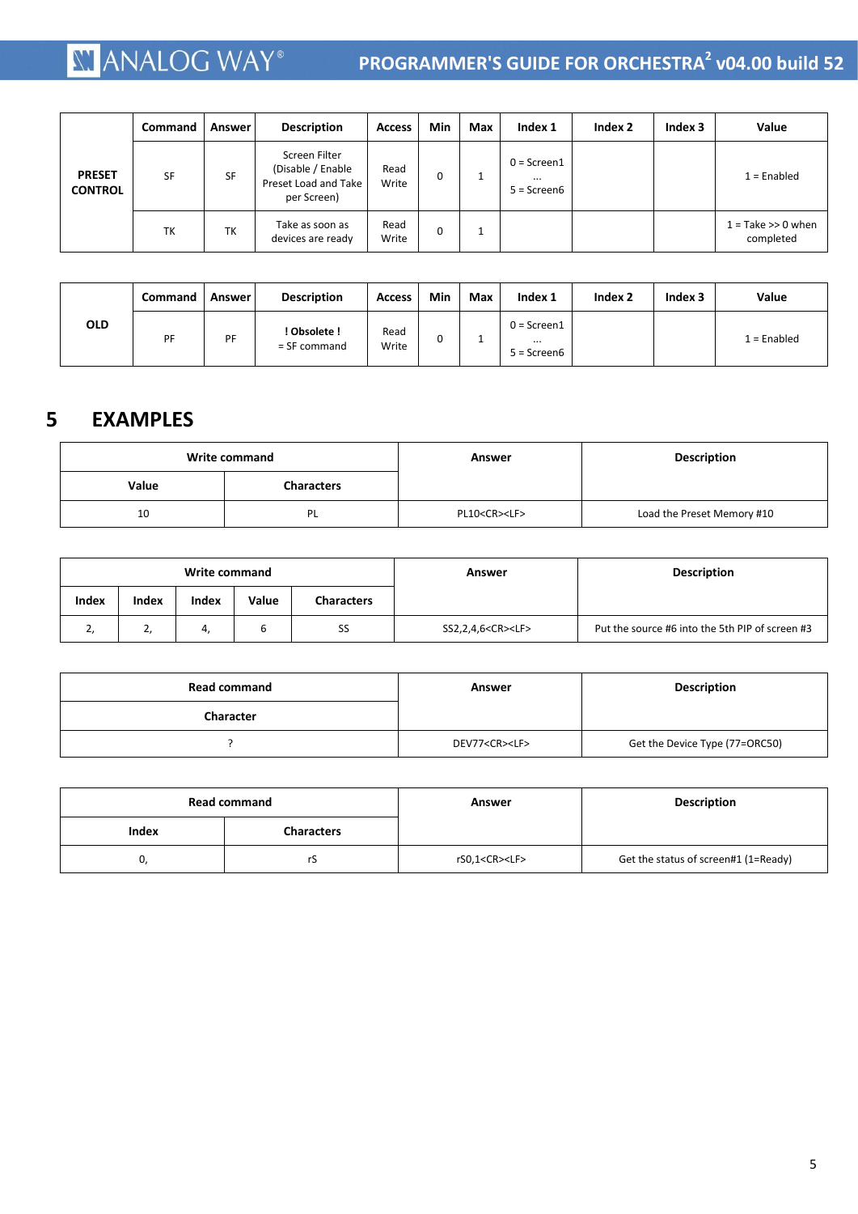| PRESET CONTROL | Command | Answer | Description | Access | Min | Max | Index 1 | Index 2 | Index 3 | Value |
|---|---|---|---|---|---|---|---|---|---|---|
| | SF | SF | Screen Filter (Disable / Enable Preset Load and Take per Screen) | Read Write | 0 | 1 | 0 = Screen1 … 5 = Screen6 | | | 1 = Enabled |
| | TK | TK | Take as soon as devices are ready | Read Write | 0 | 1 | | | | 1 = Take >> 0 when completed |

| OLD | Command | Answer | Description | Access | Min | Max | Index 1 | Index 2 | Index 3 | Value |
|---|---|---|---|---|---|---|---|---|---|---|
| | PF | PF | ! Obsolete ! = SF command | Read Write | 0 | 1 | 0 = Screen1 … 5 = Screen6 | | | 1 = Enabled |

# 5 EXAMPLES

| Write command | | Answer | Description |
|---|---|---|---|
| Value | Characters | | |
| 10 | PL | PL10<CR><LF> | Load the Preset Memory #10 |

| Write command | | | | | Answer | Description |
|---|---|---|---|---|---|---|
| Index | Index | Index | Value | Characters | | |
| 2, | 2, | 4, | 6 | SS | SS2,2,4,6<CR><LF> | Put the source #6 into the 5th PIP of screen #3 |

| Read command | Answer | Description |
|---|---|---|
| Character | | |
| ? | DEV77<CR><LF> | Get the Device Type (77=ORC50) |

| Read command | | Answer | Description |
|---|---|---|---|
| Index | Characters | | |
| 0, | rS | rS0,1<CR><LF> | Get the status of screen#1 (1=Ready) |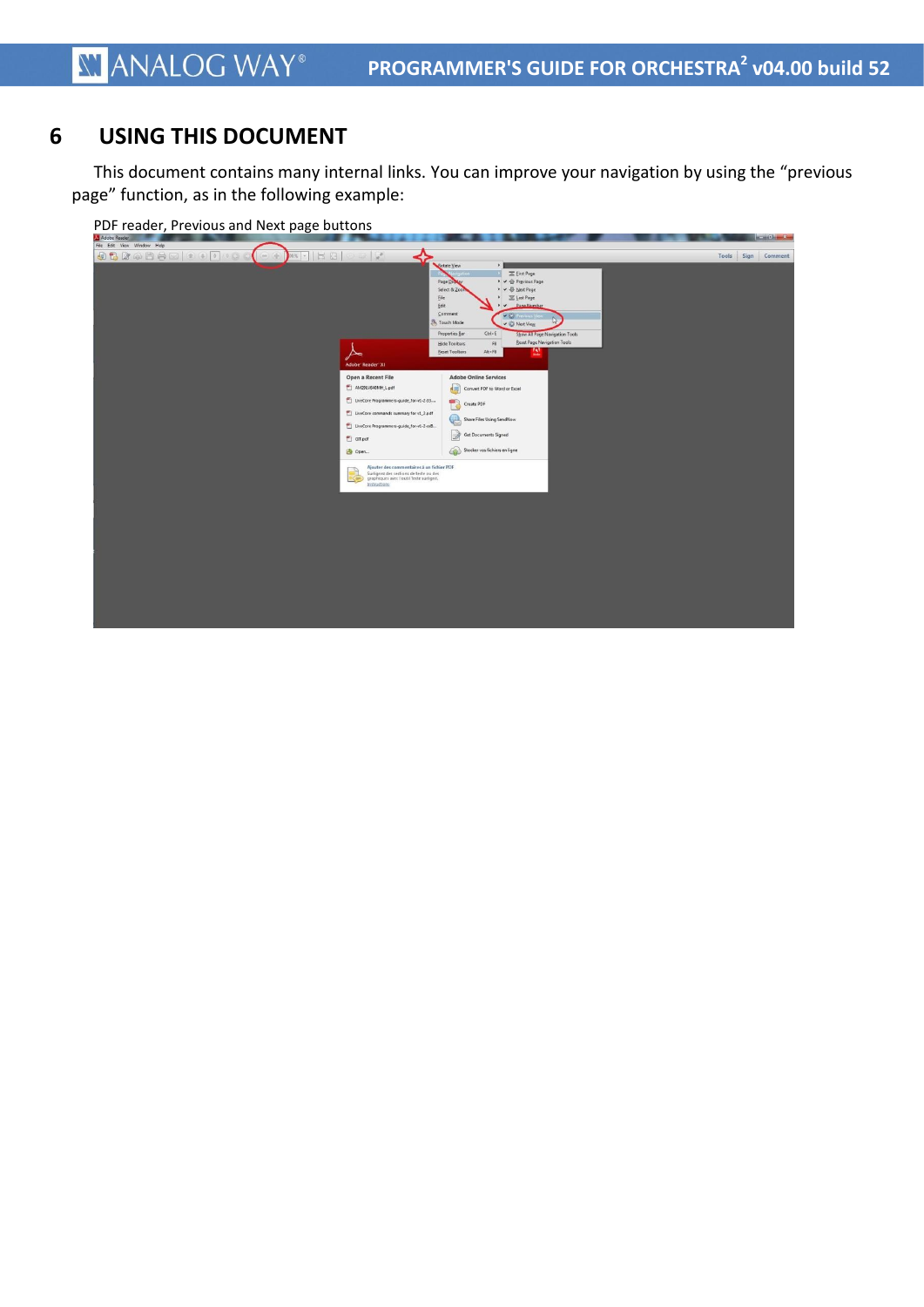# 6 USING THIS DOCUMENT

This document contains many internal links. You can improve your navigation by using the “previous page” function, as in the following example:

PDF reader, Previous and Next page buttons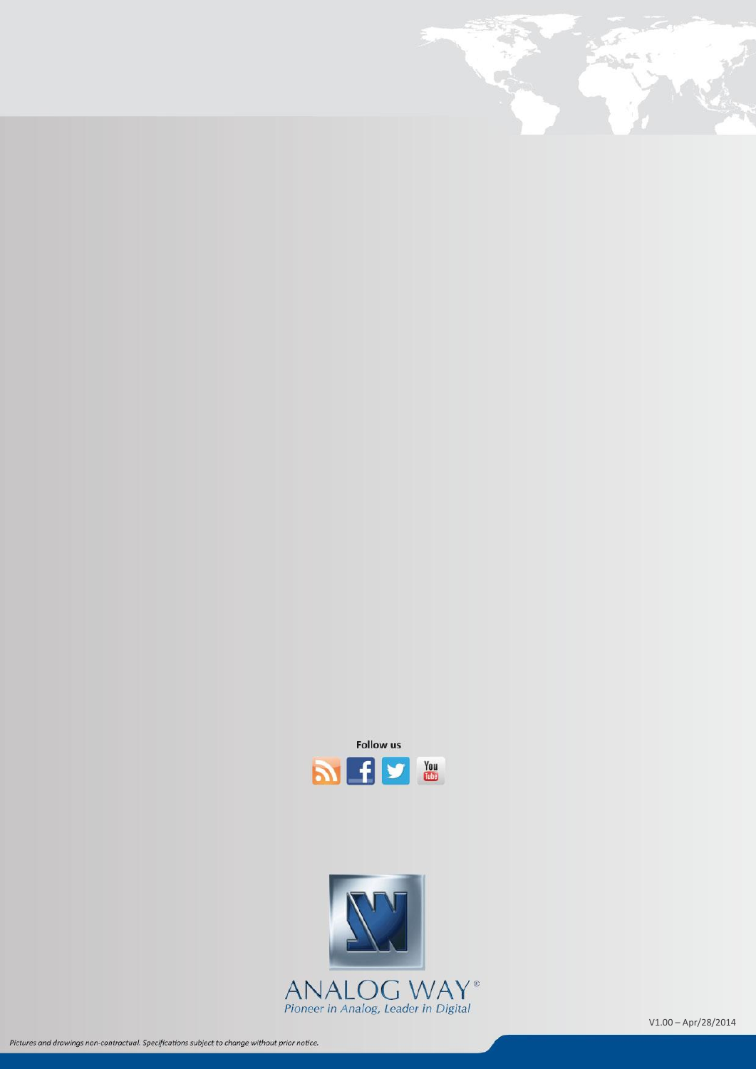Follow us

ANALOG WAY®

*Pioneer in Analog, Leader in Digital*

V1.00 – Apr/28/2014

*Pictures and drawings non-contractual. Specifications subject to change without prior notice.*